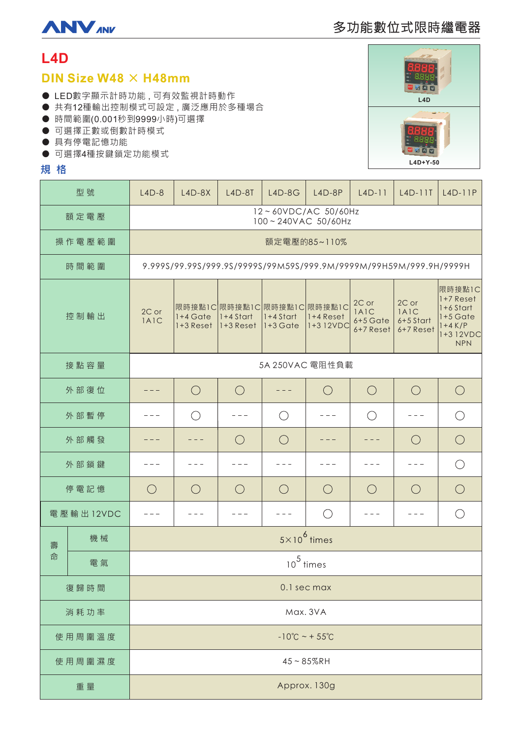# L4D

## DIN Size W48 × H48mm

- LED數字顯示計時功能，可有效監視計時動作
- 共有12種輸出控制模式可設定，廣泛應用於多種場合
- 時間範圍(0.001秒到9999小時)可選擇
- 可選擇正數或倒數計時模式
- 具有停電記憶功能
- 可選擇4種按鍵鎖定功能模式

L4D

L4D+Y-50

## 規 格

| 型號 | | L4D-8 | L4D-8X | L4D-8T | L4D-8G | L4D-8P | L4D-11 | L4D-11T | L4D-11P |
|---|---|---|---|---|---|---|---|---|---|
| 額定電壓 | | 12~60VDC/AC 50/60Hz<br>100~240VAC 50/60Hz | | | | | | | |
| 操作電壓範圍 | | 額定電壓的85~110% | | | | | | | |
| 時間範圍 | | 9.999S/99.99S/999.9S/9999S/99M59S/999.9M/9999M/99H59M/999.9H/9999H | | | | | | | |
| 控制輸出 | | 2C or 1A1C | 限時接點1C<br>1+4 Gate<br>1+3 Reset | 限時接點1C<br>1+4 Start<br>1+3 Reset | 限時接點1C<br>1+4 Start<br>1+3 Gate | 限時接點1C<br>1+4 Reset<br>1+3 12VDC | 2C or<br>1A1C<br>6+5 Gate<br>6+7 Reset | 2C or<br>1A1C<br>6+5 Start<br>6+7 Reset | 限時接點1C<br>1+7 Reset<br>1+6 Start<br>1+5 Gate<br>1+4 K/P<br>1+3 12VDC<br>NPN |
| 接點容量 | | 5A 250VAC 電阻性負載 | | | | | | | |
| 外部復位 | | --- | ○ | ○ | --- | ○ | ○ | ○ | ○ |
| 外部暫停 | | --- | ○ | --- | ○ | --- | ○ | --- | ○ |
| 外部觸發 | | --- | --- | ○ | ○ | --- | --- | ○ | ○ |
| 外部鎖鍵 | | --- | --- | --- | --- | --- | --- | --- | ○ |
| 停電記憶 | | ○ | ○ | ○ | ○ | ○ | ○ | ○ | ○ |
| 電壓輸出12VDC | | --- | --- | --- | --- | ○ | --- | --- | ○ |
| 壽命 | 機械 | $5 \times 10^6$ times | | | | | | | |
| | 電氣 | $10^5$ times | | | | | | | |
| 復歸時間 | | 0.1 sec max | | | | | | | |
| 消耗功率 | | Max. 3VA | | | | | | | |
| 使用周圍溫度 | | -10℃ ~ + 55℃ | | | | | | | |
| 使用周圍濕度 | | 45 ~ 85%RH | | | | | | | |
| 重量 | | Approx. 130g | | | | | | | |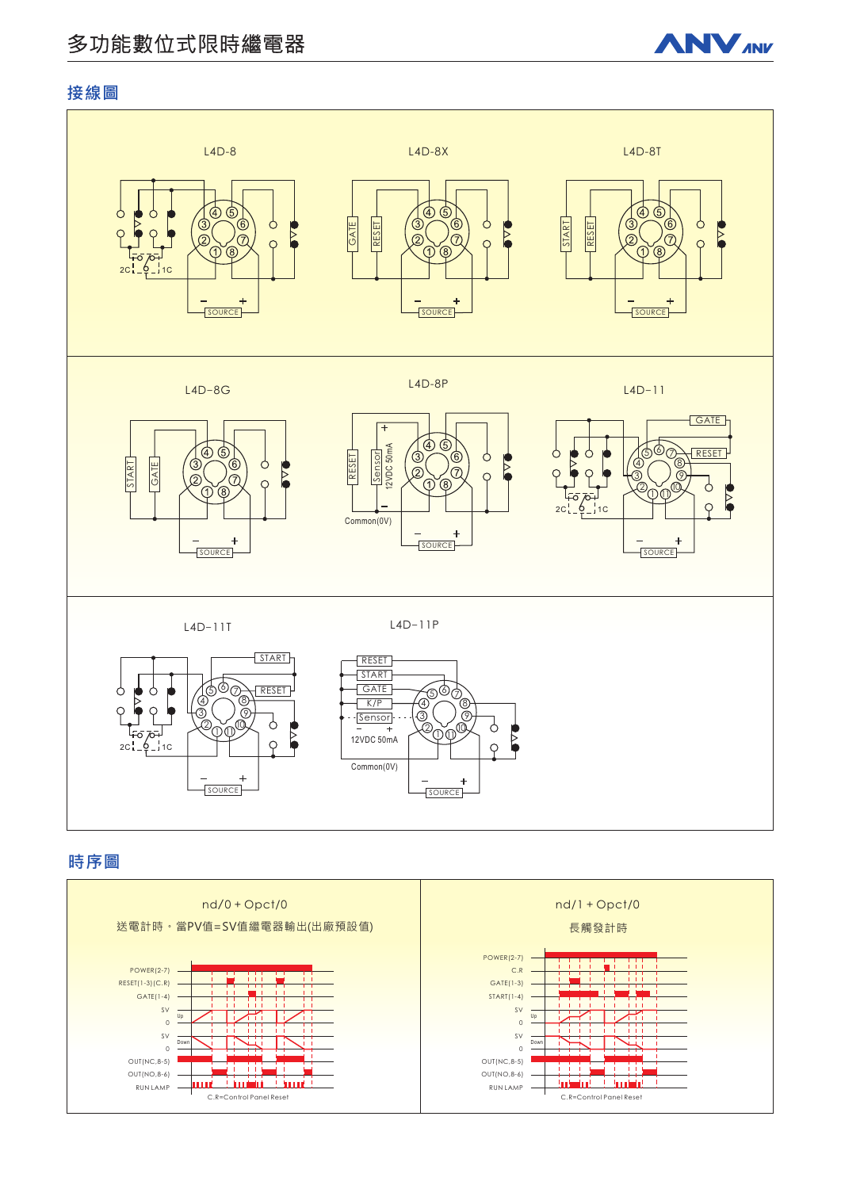## 接線圖

L4D-8

L4D-8X

L4D-8T

L4D-8G

L4D-8P

L4D-11

L4D-11T

L4D-11P

## 時序圖

nd/0 + Opct/0

送電計時。當PV值=SV值繼電器輸出(出廠預設值)

POWER(2-7)
RESET(1-3)(C.R)
GATE(1-4)
SV
0
SV
0
OUT(NC,8-5)
OUT(NO,8-6)
RUN LAMP

C.R=Control Panel Reset

nd/1 + Opct/0

長觸發計時

POWER(2-7)
C.R
GATE(1-3)
START(1-4)
SV
0
SV
0
OUT(NC,8-5)
OUT(NO,8-6)
RUN LAMP

C.R=Control Panel Reset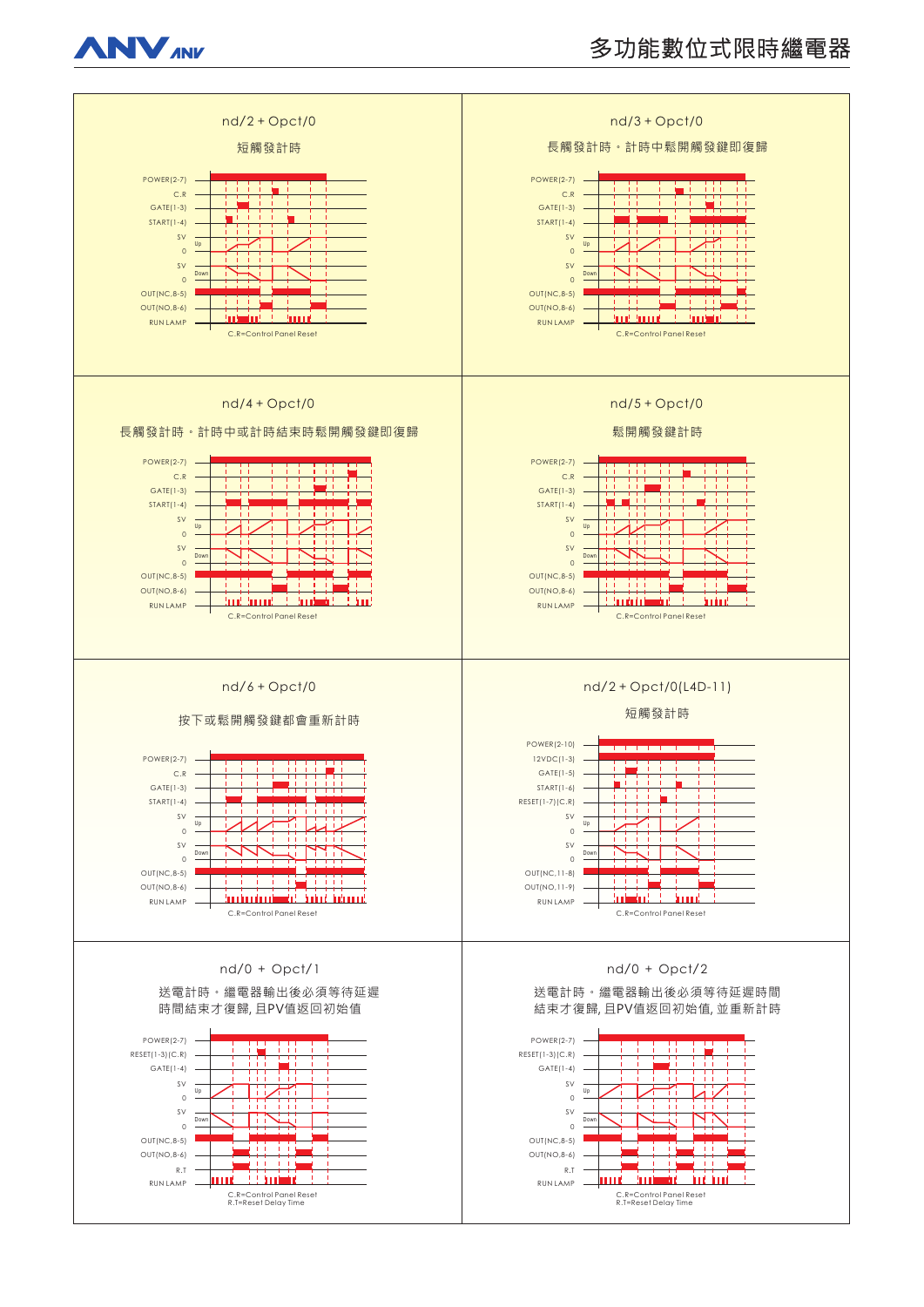## nd/2 + Opct/0

短觸發計時

POWER(2-7)
C.R
GATE(1-3)
START(1-4)
SV
Up
0
SV
Down
0
OUT(NC,8-5)
OUT(NO,8-6)
RUN LAMP

C.R=Control Panel Reset

## nd/3 + Opct/0

長觸發計時，計時中鬆開觸發鍵即復歸

POWER(2-7)
C.R
GATE(1-3)
START(1-4)
SV
Up
0
SV
Down
0
OUT(NC,8-5)
OUT(NO,8-6)
RUN LAMP

C.R=Control Panel Reset

## nd/4 + Opct/0

長觸發計時，計時中或計時結束時鬆開觸發鍵即復歸

POWER(2-7)
C.R
GATE(1-3)
START(1-4)
SV
Up
0
SV
Down
0
OUT(NC,8-5)
OUT(NO,8-6)
RUN LAMP

C.R=Control Panel Reset

## nd/5 + Opct/0

鬆開觸發鍵計時

POWER(2-7)
C.R
GATE(1-3)
START(1-4)
SV
Up
0
SV
Down
0
OUT(NC,8-5)
OUT(NO,8-6)
RUN LAMP

C.R=Control Panel Reset

## nd/6 + Opct/0

按下或鬆開觸發鍵都會重新計時

POWER(2-7)
C.R
GATE(1-3)
START(1-4)
SV
Up
0
SV
Down
0
OUT(NC,8-5)
OUT(NO,8-6)
RUN LAMP

C.R=Control Panel Reset

## nd/2 + Opct/0(L4D-11)

短觸發計時

POWER(2-10)
12VDC(1-3)
GATE(1-5)
START(1-6)
RESET(1-7)(C.R)
SV
Up
0
SV
Down
0
OUT(NC,11-8)
OUT(NO,11-9)
RUN LAMP

C.R=Control Panel Reset

## nd/0 + Opct/1

送電計時，繼電器輸出後必須等待延遲時間結束才復歸, 且PV值返回初始值

POWER(2-7)
RESET(1-3)(C.R)
GATE(1-4)
SV
Up
0
SV
Down
0
OUT(NC,8-5)
OUT(NO,8-6)
R.T
RUN LAMP

C.R=Control Panel Reset
R.T=Reset Delay Time

## nd/0 + Opct/2

送電計時，繼電器輸出後必須等待延遲時間結束才復歸, 且PV值返回初始值, 並重新計時

POWER(2-7)
RESET(1-3)(C.R)
GATE(1-4)
SV
Up
0
SV
Down
0
OUT(NC,8-5)
OUT(NO,8-6)
R.T
RUN LAMP

C.R=Control Panel Reset
R.T=Reset Delay Time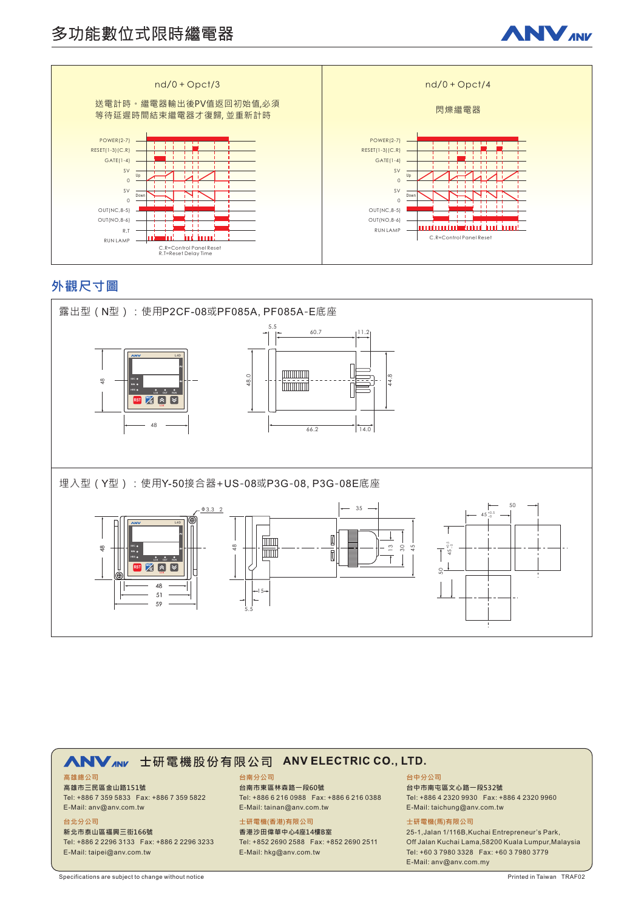# 多功能數位式限時繼電器

## nd/0 + Opct/3

送電計時，繼電器輸出後PV值返回初始值,必須等待延遲時間結束繼電器才復歸, 並重新計時

POWER(2-7)
RESET(1-3)(C.R)
GATE(1-4)
SV
Up
0
SV
Down
0
OUT(NC.8-5)
OUT(NO.8-6)
R.T
RUN LAMP

C.R=Control Panel Reset
R.T=Reset Delay Time

## nd/0 + Opct/4

閃爍繼電器

POWER(2-7)
RESET(1-3)(C.R)
GATE(1-4)
SV
Up
0
SV
Down
0
OUT(NC.8-5)
OUT(NO.8-6)
RUN LAMP

C.R=Control Panel Reset

## 外觀尺寸圖

露出型（N型）：使用P2CF-08或PF085A, PF085A-E底座

48
48
5.5
60.7
11.2
48.0
44.8
66.2
14.0

埋入型（Y型）：使用Y-50接合器+US-08或P3G-08, P3G-08E底座

Φ3.3 2
48
48
51
59
48
15
5.5
35
13
30
45
50
$45^{+0.5}_{-0}$
$45^{+0.5}_{-0}$
50

---

ANV 士研電機股份有限公司 ANV ELECTRIC CO., LTD.

**高雄總公司**
高雄市三民區金山路151號
Tel: +886 7 359 5833 Fax: +886 7 359 5822
E-Mail: anv@anv.com.tw

**台南分公司**
台南市東區林森路一段60號
Tel: +886 6 216 0988 Fax: +886 6 216 0388
E-Mail: tainan@anv.com.tw

**台中分公司**
台中市南屯區文心路一段532號
Tel: +886 4 2320 9930 Fax: +886 4 2320 9960
E-Mail: taichung@anv.com.tw

**台北分公司**
新北市泰山區福興三街166號
Tel: +886 2 2296 3133 Fax: +886 2 2296 3233
E-Mail: taipei@anv.com.tw

**士研電機(香港)有限公司**
香港沙田偉華中心4座14樓B室
Tel: +852 2690 2588 Fax: +852 2690 2511
E-Mail: hkg@anv.com.tw

**士研電機(馬)有限公司**
25-1,Jalan 1/116B,Kuchai Entrepreneur's Park,
Off Jalan Kuchai Lama,58200 Kuala Lumpur,Malaysia
Tel: +60 3 7980 3328 Fax: +60 3 7980 3779
E-Mail: anv@anv.com.my

Specifications are subject to change without notice

Printed in Taiwan TRAF02